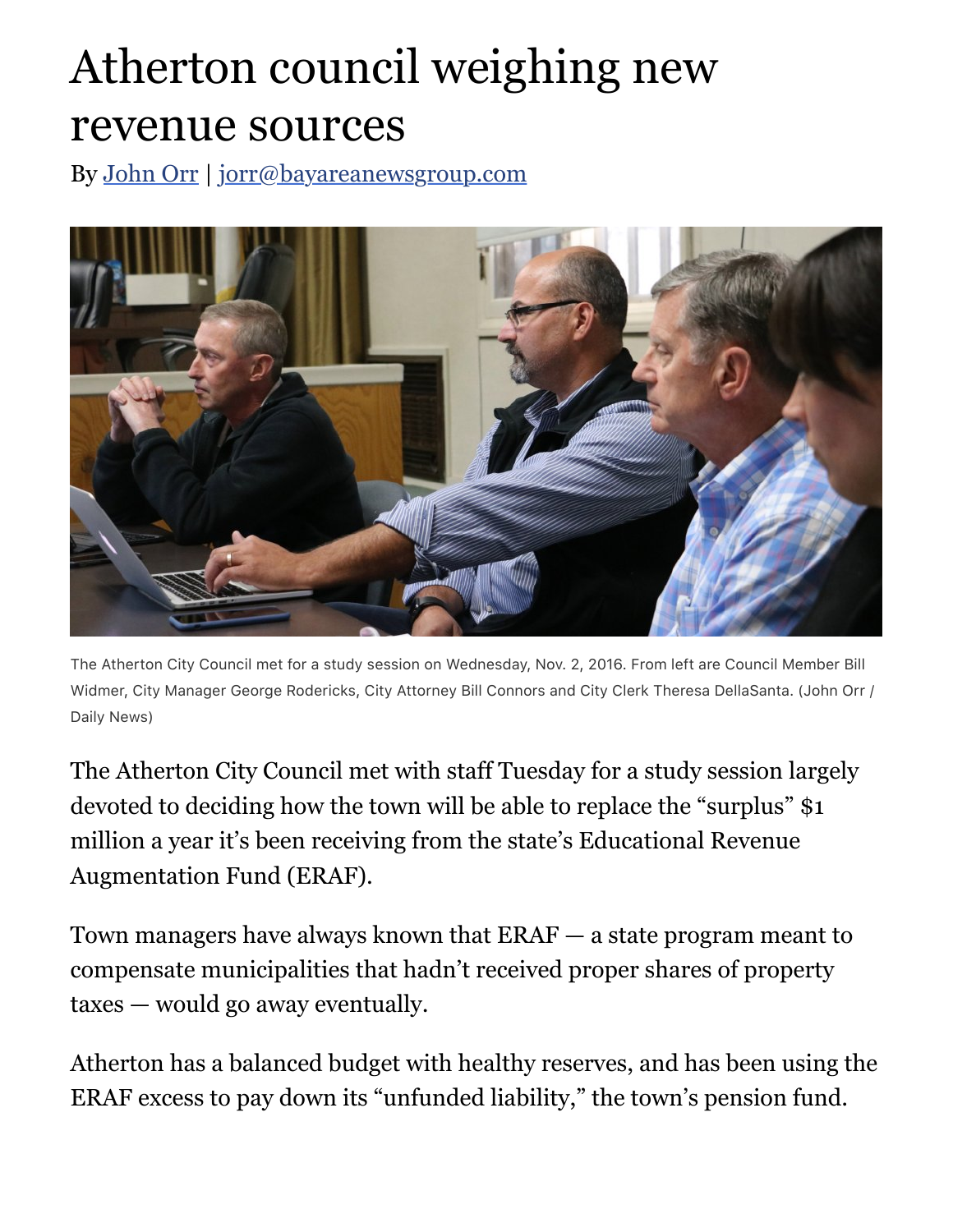# Atherton council weighing new revenue sources

By [John Orr](#) | [jorr@bayareanewsgroup.com](mailto:jorr@bayareanewsgroup.com)

The Atherton City Council met for a study session on Wednesday, Nov. 2, 2016. From left are Council Member Bill Widmer, City Manager George Rodericks, City Attorney Bill Connors and City Clerk Theresa DellaSanta. (John Orr / Daily News)

The Atherton City Council met with staff Tuesday for a study session largely devoted to deciding how the town will be able to replace the "surplus" $1 million a year it's been receiving from the state's Educational Revenue Augmentation Fund (ERAF).

Town managers have always known that ERAF — a state program meant to compensate municipalities that hadn't received proper shares of property taxes — would go away eventually.

Atherton has a balanced budget with healthy reserves, and has been using the ERAF excess to pay down its "unfunded liability," the town's pension fund.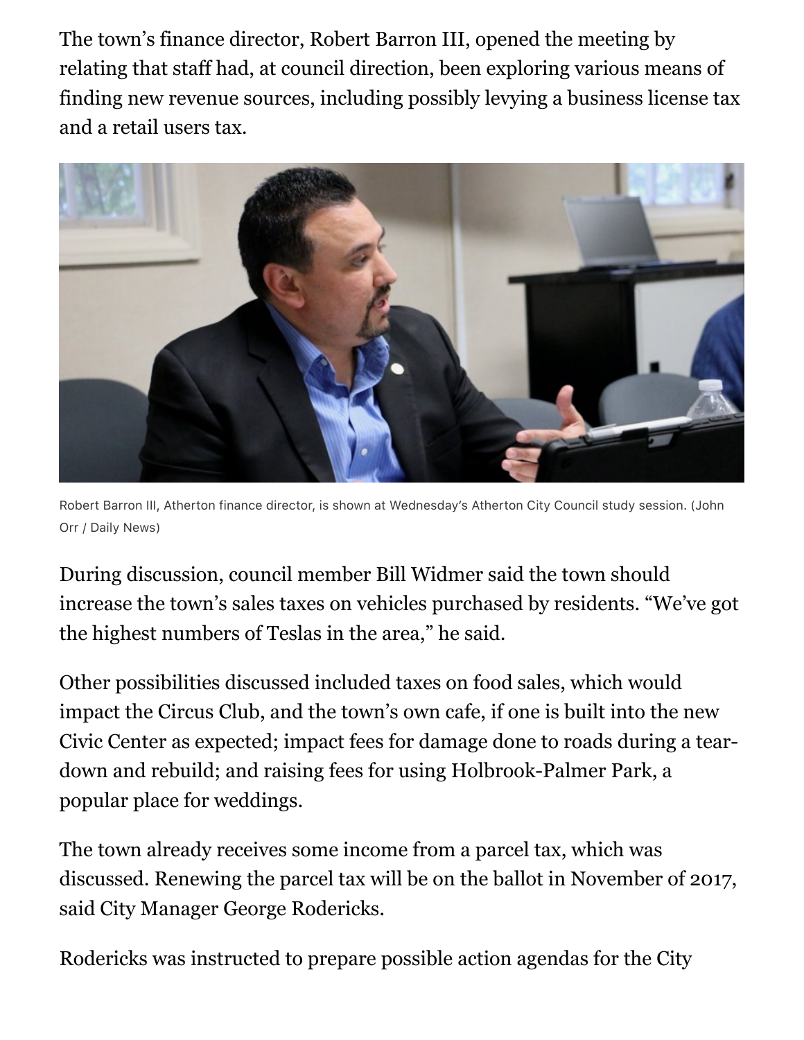The town's finance director, Robert Barron III, opened the meeting by relating that staff had, at council direction, been exploring various means of finding new revenue sources, including possibly levying a business license tax and a retail users tax.

Robert Barron III, Atherton finance director, is shown at Wednesday's Atherton City Council study session. (John Orr / Daily News)

During discussion, council member Bill Widmer said the town should increase the town's sales taxes on vehicles purchased by residents. "We've got the highest numbers of Teslas in the area," he said.

Other possibilities discussed included taxes on food sales, which would impact the Circus Club, and the town's own cafe, if one is built into the new Civic Center as expected; impact fees for damage done to roads during a tear-down and rebuild; and raising fees for using Holbrook-Palmer Park, a popular place for weddings.

The town already receives some income from a parcel tax, which was discussed. Renewing the parcel tax will be on the ballot in November of 2017, said City Manager George Rodericks.

Rodericks was instructed to prepare possible action agendas for the City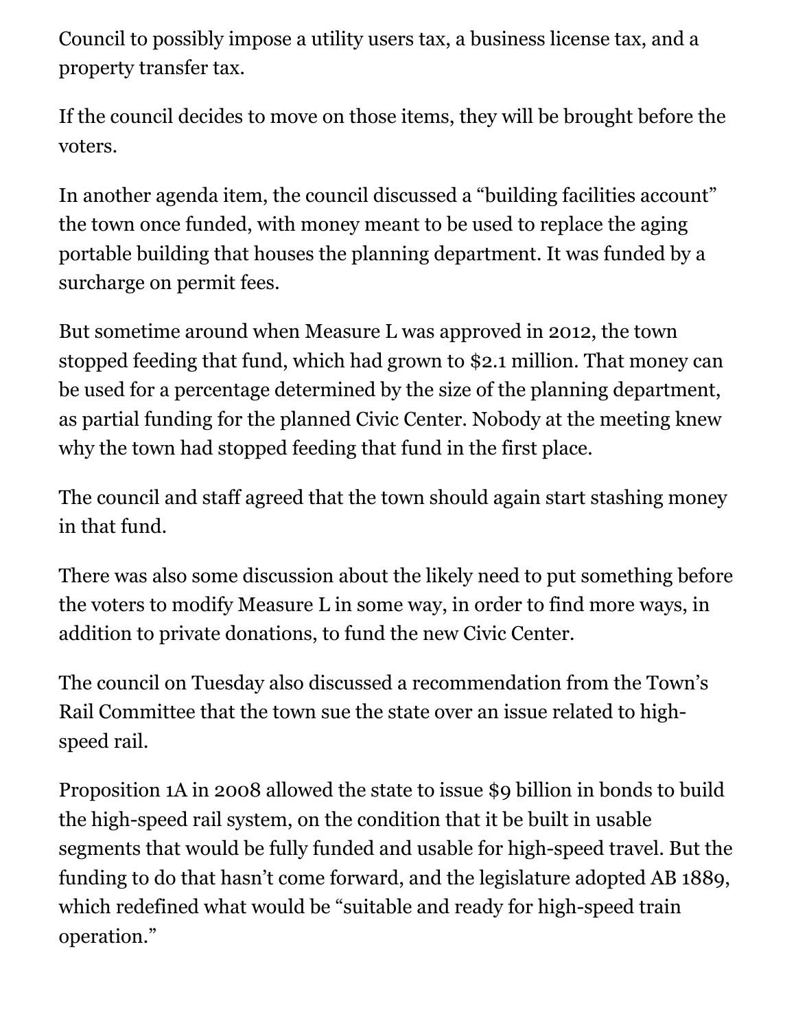Council to possibly impose a utility users tax, a business license tax, and a property transfer tax.

If the council decides to move on those items, they will be brought before the voters.

In another agenda item, the council discussed a "building facilities account" the town once funded, with money meant to be used to replace the aging portable building that houses the planning department. It was funded by a surcharge on permit fees.

But sometime around when Measure L was approved in 2012, the town stopped feeding that fund, which had grown to $2.1 million. That money can be used for a percentage determined by the size of the planning department, as partial funding for the planned Civic Center. Nobody at the meeting knew why the town had stopped feeding that fund in the first place.

The council and staff agreed that the town should again start stashing money in that fund.

There was also some discussion about the likely need to put something before the voters to modify Measure L in some way, in order to find more ways, in addition to private donations, to fund the new Civic Center.

The council on Tuesday also discussed a recommendation from the Town's Rail Committee that the town sue the state over an issue related to high-speed rail.

Proposition 1A in 2008 allowed the state to issue $9 billion in bonds to build the high-speed rail system, on the condition that it be built in usable segments that would be fully funded and usable for high-speed travel. But the funding to do that hasn't come forward, and the legislature adopted AB 1889, which redefined what would be "suitable and ready for high-speed train operation."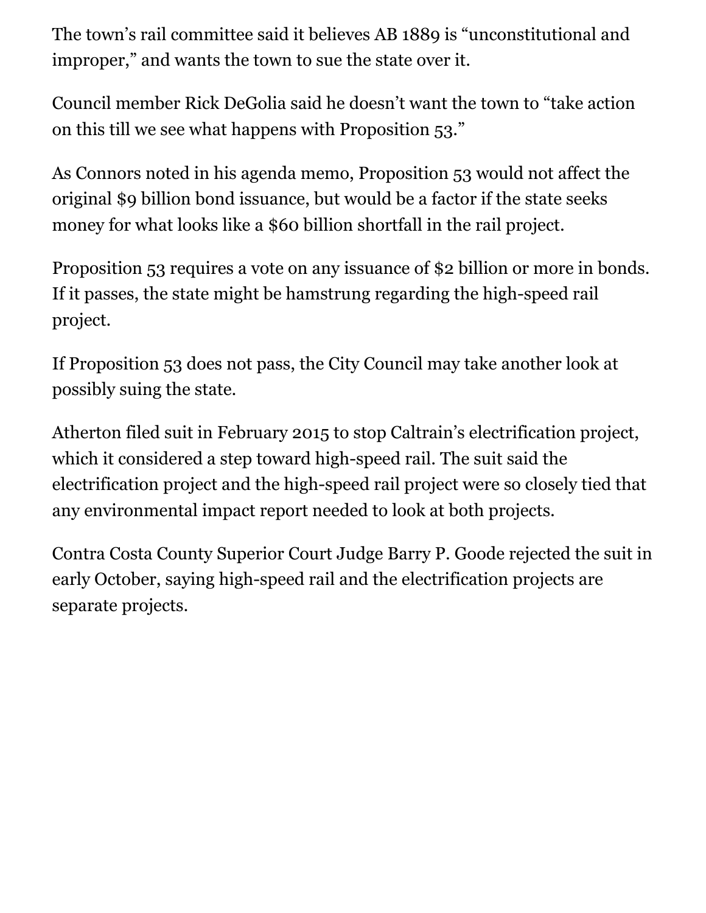The town's rail committee said it believes AB 1889 is "unconstitutional and improper," and wants the town to sue the state over it.

Council member Rick DeGolia said he doesn't want the town to "take action on this till we see what happens with Proposition 53."

As Connors noted in his agenda memo, Proposition 53 would not affect the original $9 billion bond issuance, but would be a factor if the state seeks money for what looks like a $60 billion shortfall in the rail project.

Proposition 53 requires a vote on any issuance of $2 billion or more in bonds. If it passes, the state might be hamstrung regarding the high-speed rail project.

If Proposition 53 does not pass, the City Council may take another look at possibly suing the state.

Atherton filed suit in February 2015 to stop Caltrain's electrification project, which it considered a step toward high-speed rail. The suit said the electrification project and the high-speed rail project were so closely tied that any environmental impact report needed to look at both projects.

Contra Costa County Superior Court Judge Barry P. Goode rejected the suit in early October, saying high-speed rail and the electrification projects are separate projects.